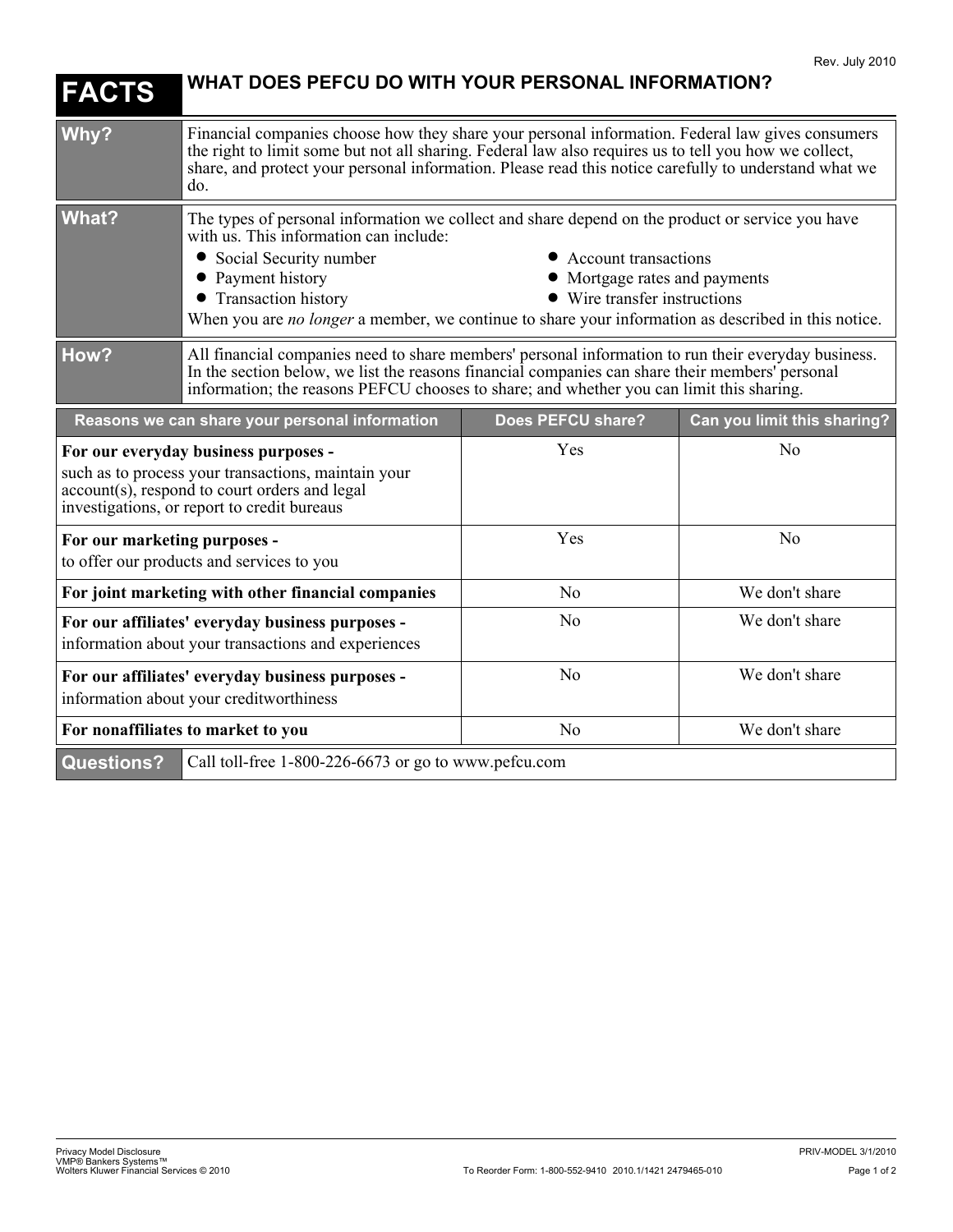Rev. July 2010

# FACTS — WHAT DOES PEFCU DO WITH YOUR PERSONAL INFORMATION?

| | |
|---|---|
| **Why?** | Financial companies choose how they share your personal information. Federal law gives consumers the right to limit some but not all sharing. Federal law also requires us to tell you how we collect, share, and protect your personal information. Please read this notice carefully to understand what we do. |
| **What?** | The types of personal information we collect and share depend on the product or service you have with us. This information can include:<br>• Social Security number<br>• Payment history<br>• Transaction history<br>• Account transactions<br>• Mortgage rates and payments<br>• Wire transfer instructions<br>When you are *no longer* a member, we continue to share your information as described in this notice. |
| **How?** | All financial companies need to share members' personal information to run their everyday business. In the section below, we list the reasons financial companies can share their members' personal information; the reasons PEFCU chooses to share; and whether you can limit this sharing. |

| Reasons we can share your personal information | Does PEFCU share? | Can you limit this sharing? |
|---|---|---|
| **For our everyday business purposes -** such as to process your transactions, maintain your account(s), respond to court orders and legal investigations, or report to credit bureaus | Yes | No |
| **For our marketing purposes -** to offer our products and services to you | Yes | No |
| **For joint marketing with other financial companies** | No | We don't share |
| **For our affiliates' everyday business purposes -** information about your transactions and experiences | No | We don't share |
| **For our affiliates' everyday business purposes -** information about your creditworthiness | No | We don't share |
| **For nonaffiliates to market to you** | No | We don't share |

| | |
|---|---|
| **Questions?** | Call toll-free 1-800-226-6673 or go to www.pefcu.com |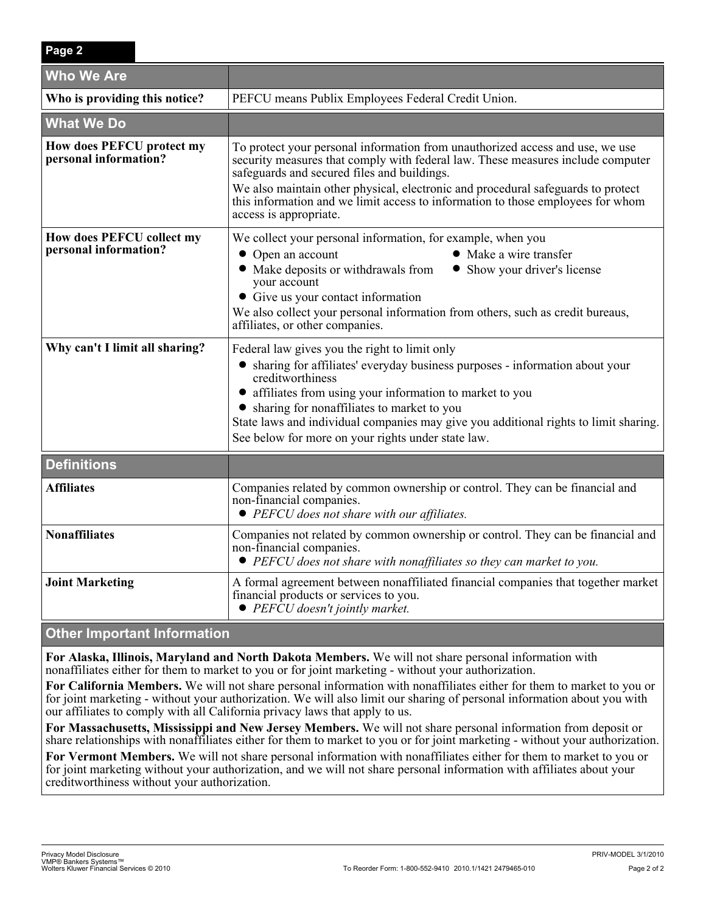| Who We Are | |
|---|---|
| **Who is providing this notice?** | PEFCU means Publix Employees Federal Credit Union. |

| What We Do | |
|---|---|
| **How does PEFCU protect my personal information?** | To protect your personal information from unauthorized access and use, we use security measures that comply with federal law. These measures include computer safeguards and secured files and buildings.<br>We also maintain other physical, electronic and procedural safeguards to protect this information and we limit access to information to those employees for whom access is appropriate. |
| **How does PEFCU collect my personal information?** | We collect your personal information, for example, when you<br>• Open an account<br>• Make deposits or withdrawals from your account<br>• Give us your contact information<br>• Make a wire transfer<br>• Show your driver's license<br>We also collect your personal information from others, such as credit bureaus, affiliates, or other companies. |
| **Why can't I limit all sharing?** | Federal law gives you the right to limit only<br>• sharing for affiliates' everyday business purposes - information about your creditworthiness<br>• affiliates from using your information to market to you<br>• sharing for nonaffiliates to market to you<br>State laws and individual companies may give you additional rights to limit sharing.<br>See below for more on your rights under state law. |

| Definitions | |
|---|---|
| **Affiliates** | Companies related by common ownership or control. They can be financial and non-financial companies.<br>• *PEFCU does not share with our affiliates.* |
| **Nonaffiliates** | Companies not related by common ownership or control. They can be financial and non-financial companies.<br>• *PEFCU does not share with nonaffiliates so they can market to you.* |
| **Joint Marketing** | A formal agreement between nonaffiliated financial companies that together market financial products or services to you.<br>• *PEFCU doesn't jointly market.* |

## Other Important Information

**For Alaska, Illinois, Maryland and North Dakota Members.** We will not share personal information with nonaffiliates either for them to market to you or for joint marketing - without your authorization.

**For California Members.** We will not share personal information with nonaffiliates either for them to market to you or for joint marketing - without your authorization. We will also limit our sharing of personal information about you with our affiliates to comply with all California privacy laws that apply to us.

**For Massachusetts, Mississippi and New Jersey Members.** We will not share personal information from deposit or share relationships with nonaffiliates either for them to market to you or for joint marketing - without your authorization.

**For Vermont Members.** We will not share personal information with nonaffiliates either for them to market to you or for joint marketing without your authorization, and we will not share personal information with affiliates about your creditworthiness without your authorization.